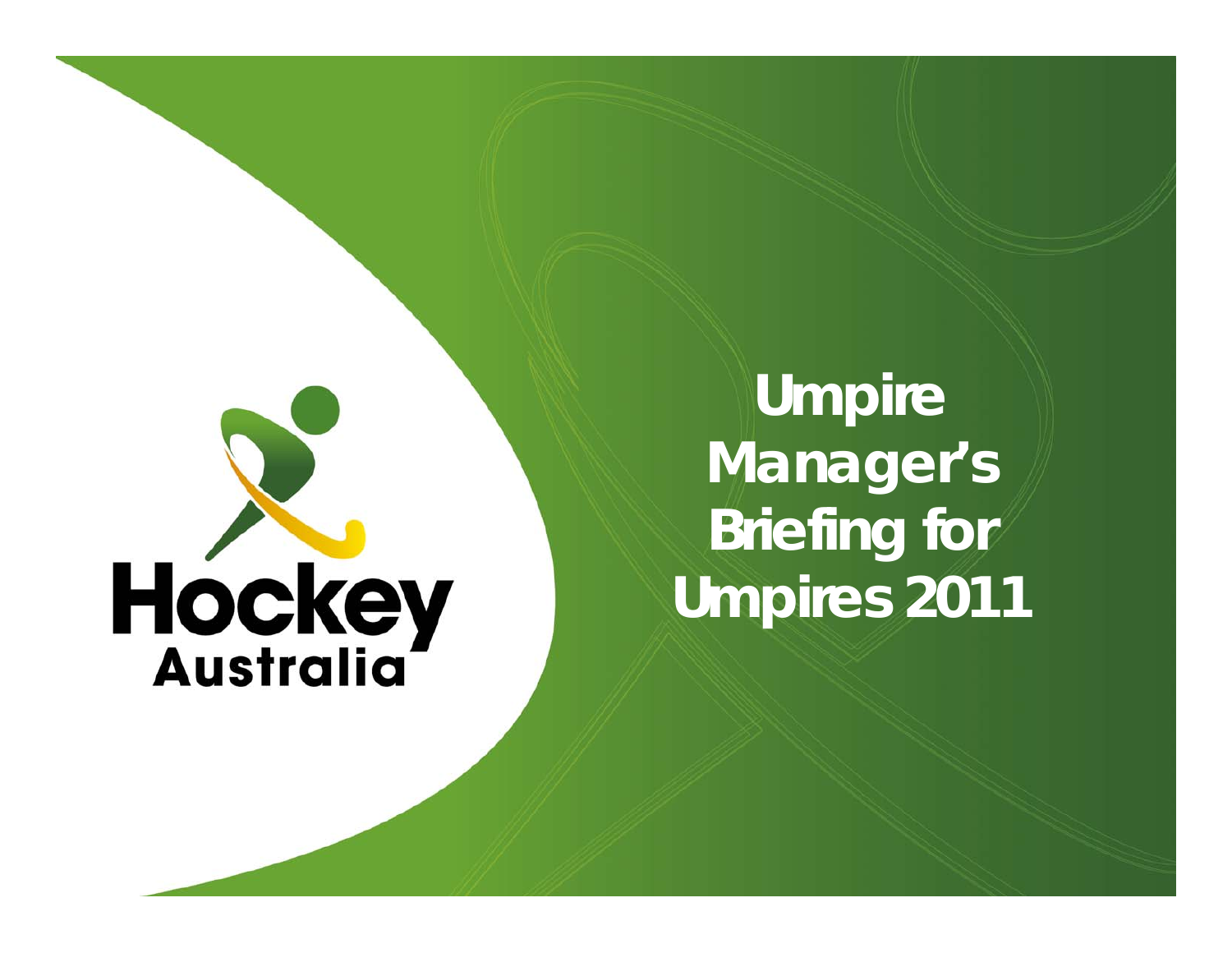Hockey Australia

# Umpire Manager's Briefing for Umpires 2011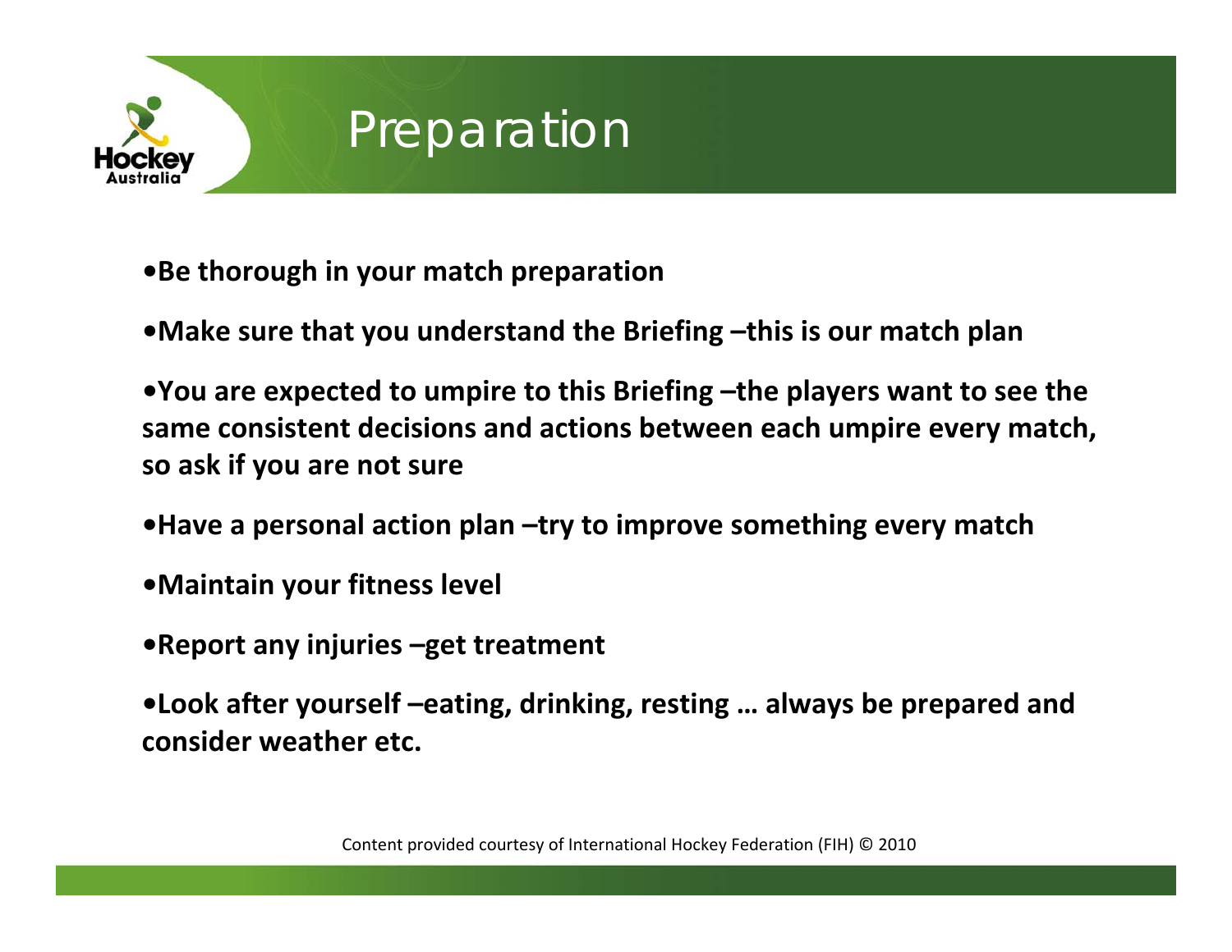# Preparation

- **Be thorough in your match preparation**
- **Make sure that you understand the Briefing –this is our match plan**
- **You are expected to umpire to this Briefing –the players want to see the same consistent decisions and actions between each umpire every match, so ask if you are not sure**
- **Have a personal action plan –try to improve something every match**
- **Maintain your fitness level**
- **Report any injuries –get treatment**
- **Look after yourself –eating, drinking, resting … always be prepared and consider weather etc.**

Content provided courtesy of International Hockey Federation (FIH) © 2010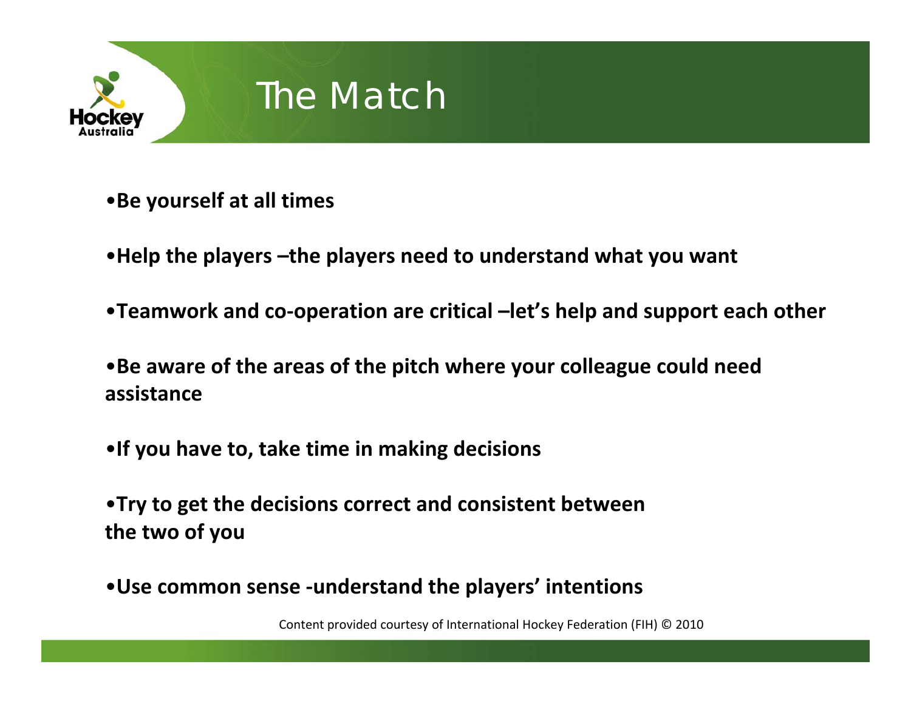# The Match

- **Be yourself at all times**
- **Help the players –the players need to understand what you want**
- **Teamwork and co-operation are critical –let's help and support each other**
- **Be aware of the areas of the pitch where your colleague could need assistance**
- **If you have to, take time in making decisions**
- **Try to get the decisions correct and consistent between the two of you**
- **Use common sense -understand the players' intentions**

Content provided courtesy of International Hockey Federation (FIH) © 2010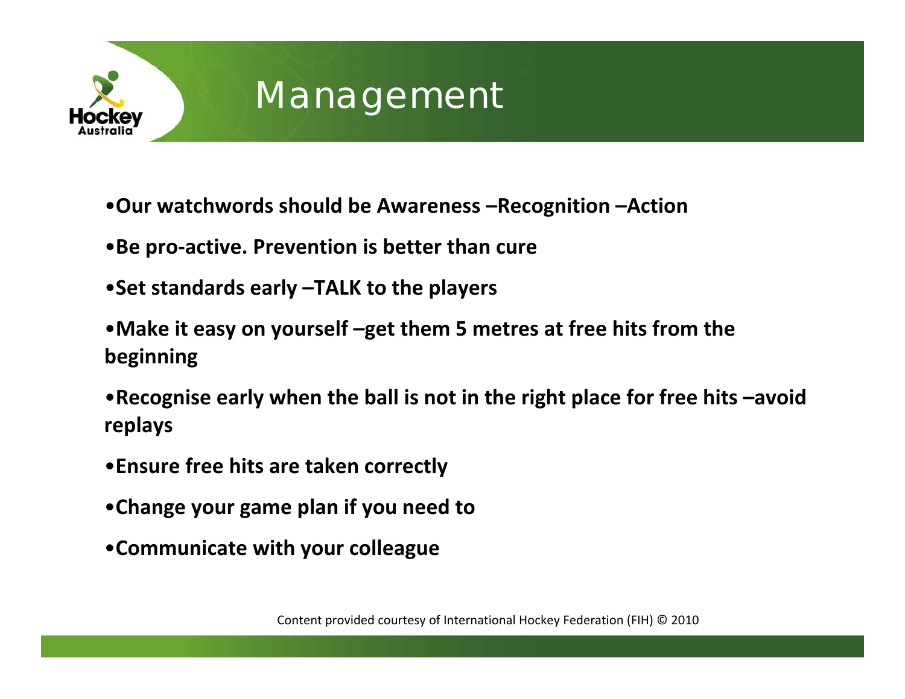# Management

- **Our watchwords should be Awareness –Recognition –Action**
- **Be pro-active. Prevention is better than cure**
- **Set standards early –TALK to the players**
- **Make it easy on yourself –get them 5 metres at free hits from the beginning**
- **Recognise early when the ball is not in the right place for free hits –avoid replays**
- **Ensure free hits are taken correctly**
- **Change your game plan if you need to**
- **Communicate with your colleague**

Content provided courtesy of International Hockey Federation (FIH) © 2010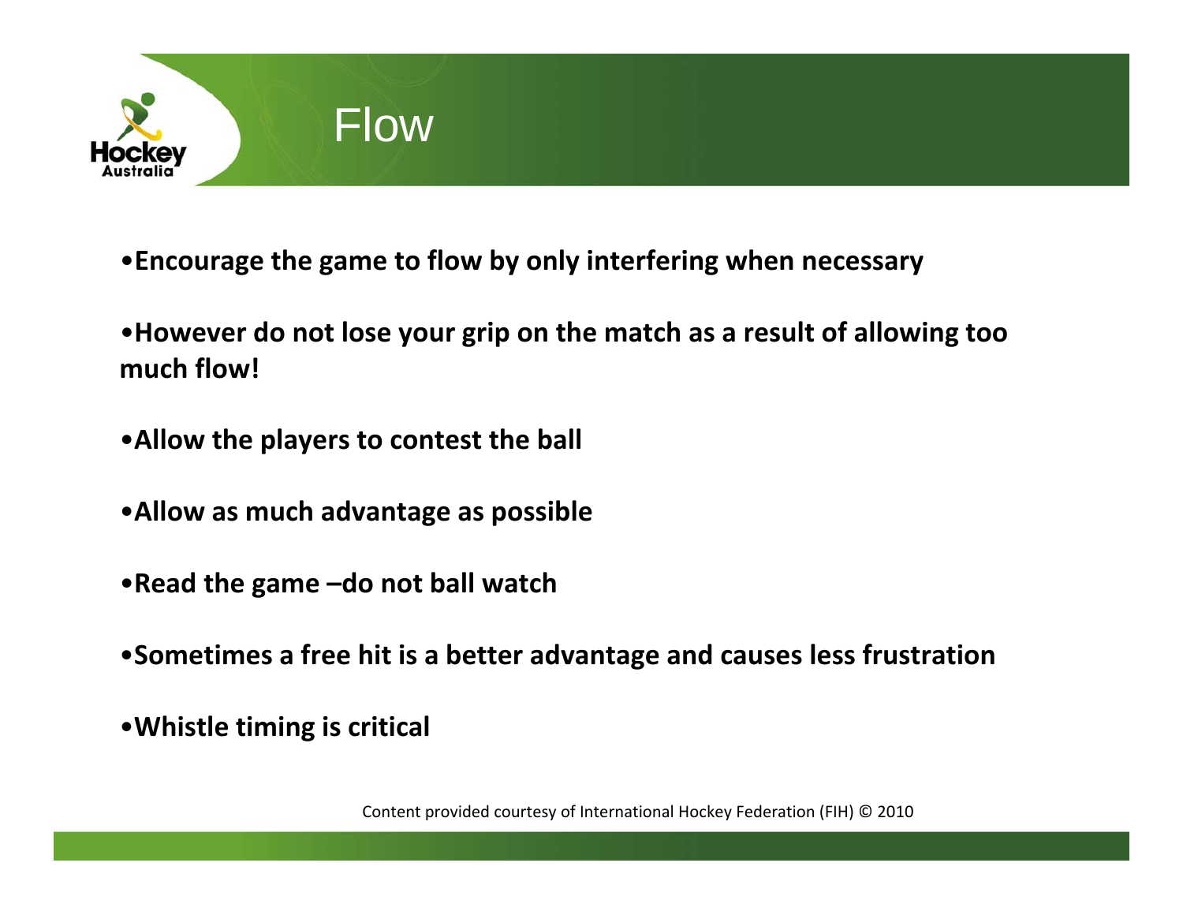# Flow

- **Encourage the game to flow by only interfering when necessary**
- **However do not lose your grip on the match as a result of allowing too much flow!**
- **Allow the players to contest the ball**
- **Allow as much advantage as possible**
- **Read the game –do not ball watch**
- **Sometimes a free hit is a better advantage and causes less frustration**
- **Whistle timing is critical**

Content provided courtesy of International Hockey Federation (FIH) © 2010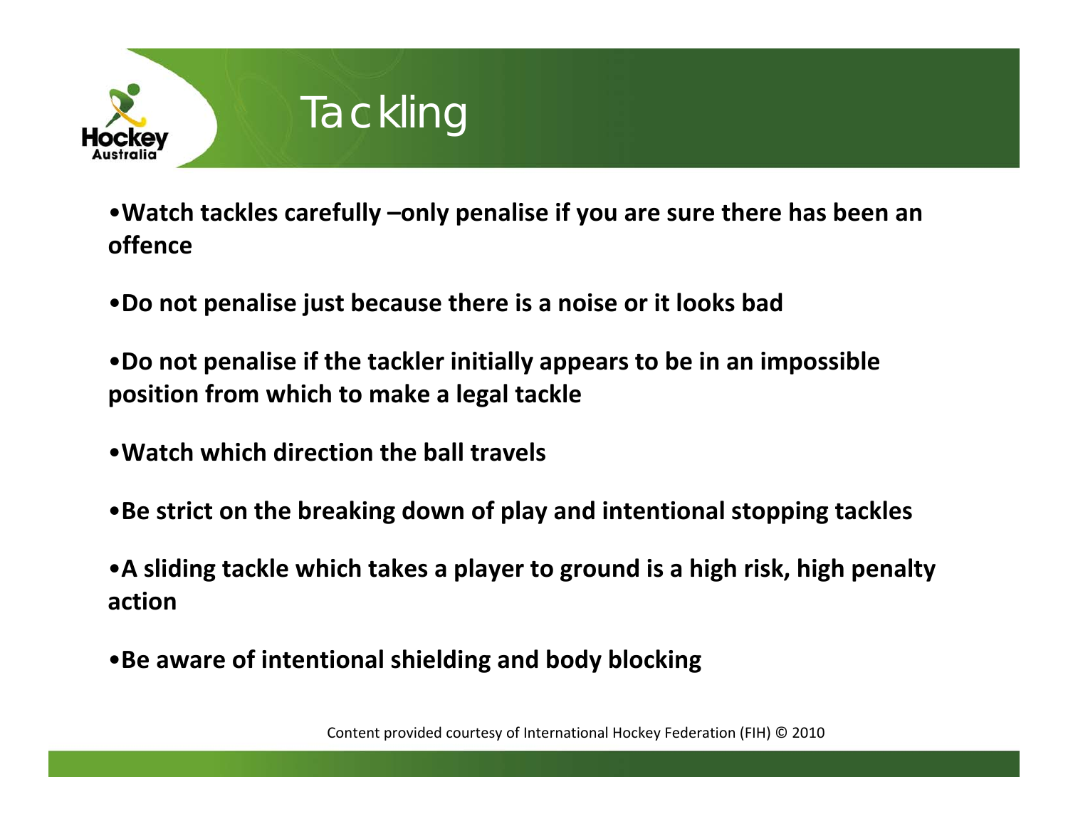# Tackling

- **Watch tackles carefully –only penalise if you are sure there has been an offence**
- **Do not penalise just because there is a noise or it looks bad**
- **Do not penalise if the tackler initially appears to be in an impossible position from which to make a legal tackle**
- **Watch which direction the ball travels**
- **Be strict on the breaking down of play and intentional stopping tackles**
- **A sliding tackle which takes a player to ground is a high risk, high penalty action**
- **Be aware of intentional shielding and body blocking**

Content provided courtesy of International Hockey Federation (FIH) © 2010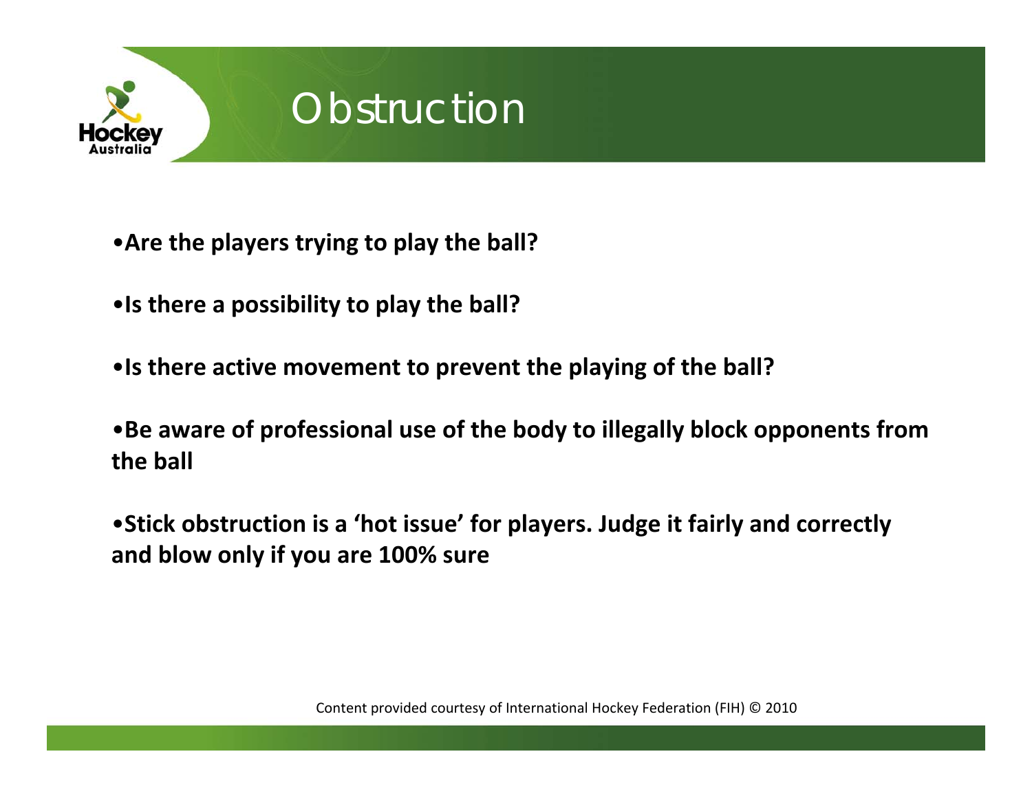# Obstruction

- **Are the players trying to play the ball?**
- **Is there a possibility to play the ball?**
- **Is there active movement to prevent the playing of the ball?**
- **Be aware of professional use of the body to illegally block opponents from the ball**
- **Stick obstruction is a 'hot issue' for players. Judge it fairly and correctly and blow only if you are 100% sure**

Content provided courtesy of International Hockey Federation (FIH) © 2010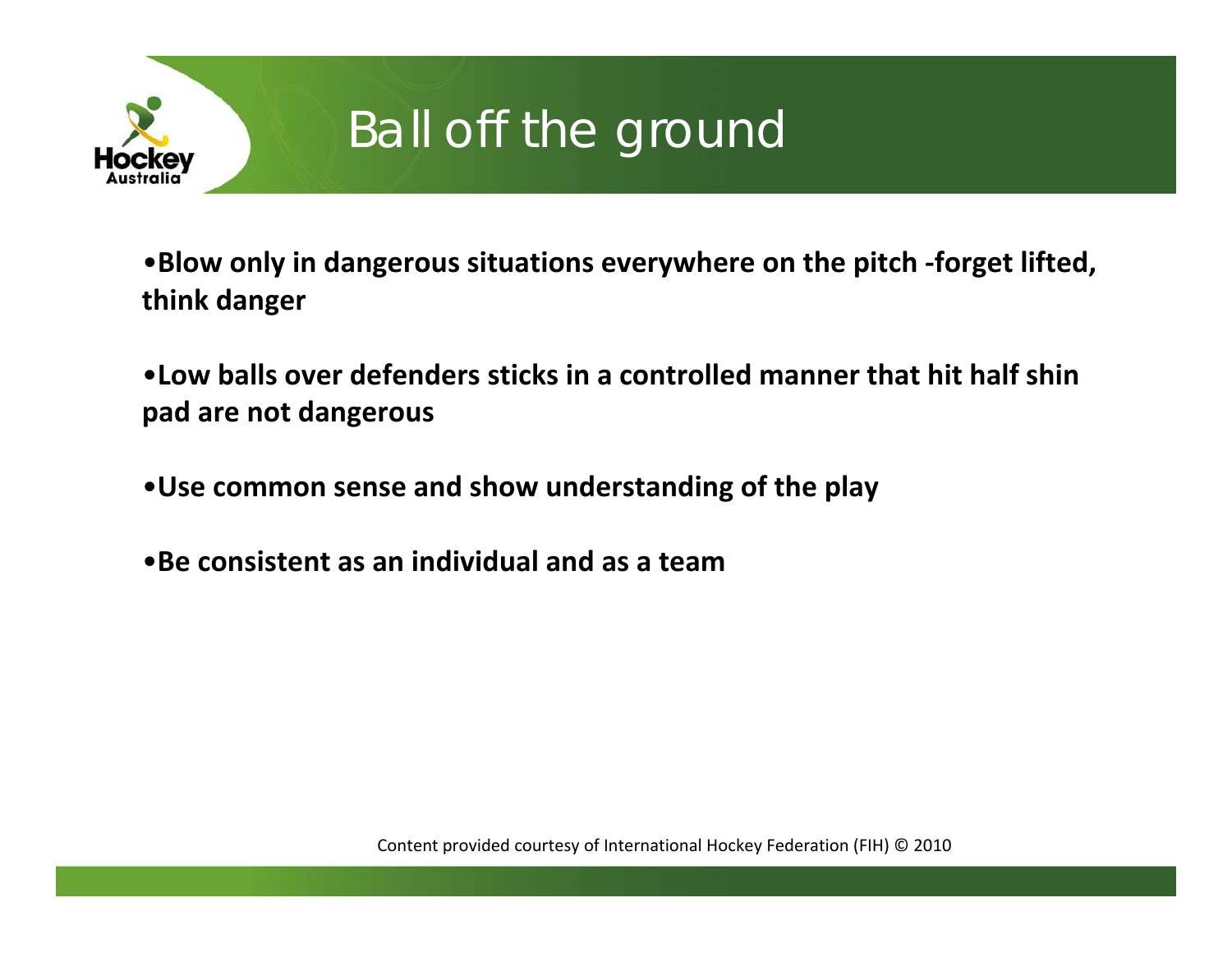# Ball off the ground

- **Blow only in dangerous situations everywhere on the pitch -forget lifted, think danger**
- **Low balls over defenders sticks in a controlled manner that hit half shin pad are not dangerous**
- **Use common sense and show understanding of the play**
- **Be consistent as an individual and as a team**

Content provided courtesy of International Hockey Federation (FIH) © 2010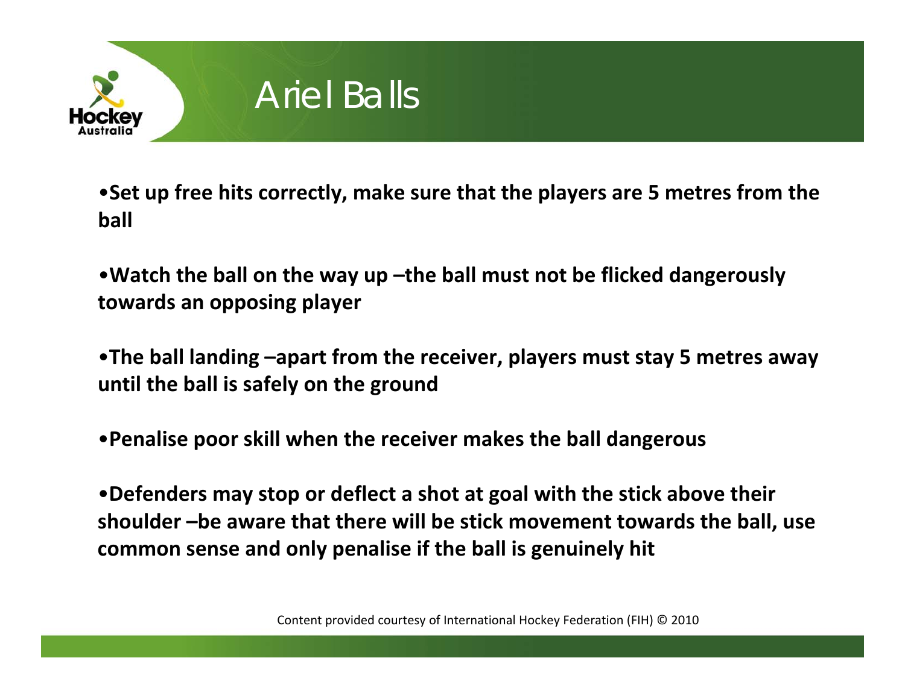# Ariel Balls

- **Set up free hits correctly, make sure that the players are 5 metres from the ball**

- **Watch the ball on the way up –the ball must not be flicked dangerously towards an opposing player**

- **The ball landing –apart from the receiver, players must stay 5 metres away until the ball is safely on the ground**

- **Penalise poor skill when the receiver makes the ball dangerous**

- **Defenders may stop or deflect a shot at goal with the stick above their shoulder –be aware that there will be stick movement towards the ball, use common sense and only penalise if the ball is genuinely hit**

Content provided courtesy of International Hockey Federation (FIH) © 2010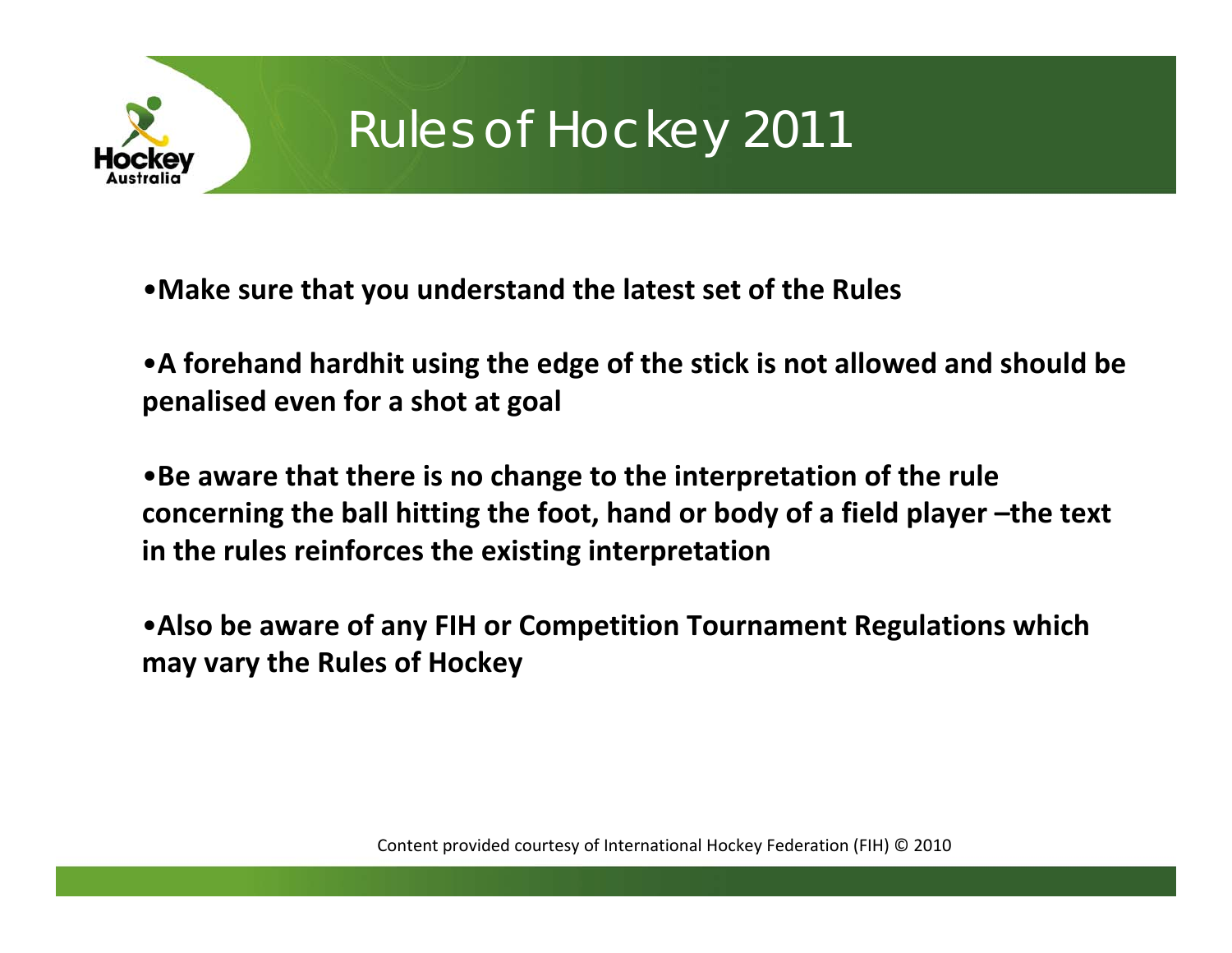# Rules of Hockey 2011

- **Make sure that you understand the latest set of the Rules**
- **A forehand hardhit using the edge of the stick is not allowed and should be penalised even for a shot at goal**
- **Be aware that there is no change to the interpretation of the rule concerning the ball hitting the foot, hand or body of a field player –the text in the rules reinforces the existing interpretation**
- **Also be aware of any FIH or Competition Tournament Regulations which may vary the Rules of Hockey**

Content provided courtesy of International Hockey Federation (FIH) © 2010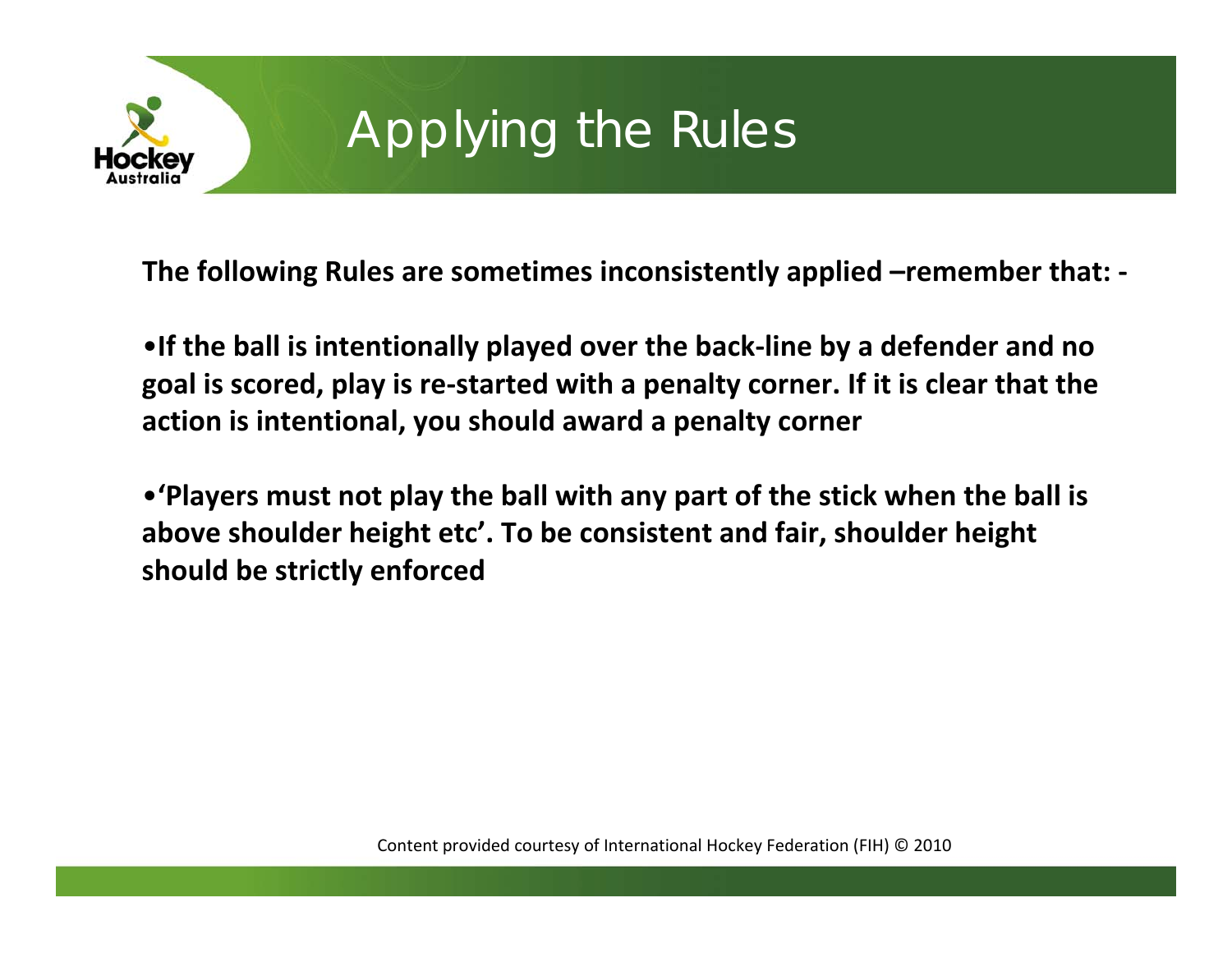# Applying the Rules

**The following Rules are sometimes inconsistently applied –remember that: -**

- **If the ball is intentionally played over the back-line by a defender and no goal is scored, play is re-started with a penalty corner. If it is clear that the action is intentional, you should award a penalty corner**

- **'Players must not play the ball with any part of the stick when the ball is above shoulder height etc'. To be consistent and fair, shoulder height should be strictly enforced**

Content provided courtesy of International Hockey Federation (FIH) © 2010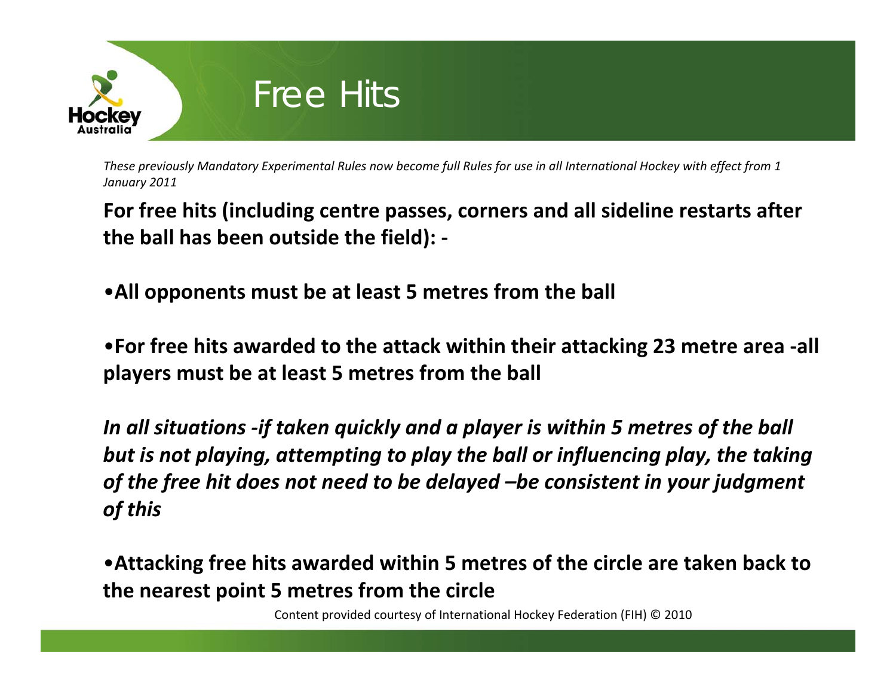# Free Hits

*These previously Mandatory Experimental Rules now become full Rules for use in all International Hockey with effect from 1 January 2011*

**For free hits (including centre passes, corners and all sideline restarts after the ball has been outside the field): -**

- **All opponents must be at least 5 metres from the ball**

- **For free hits awarded to the attack within their attacking 23 metre area -all players must be at least 5 metres from the ball**

***In all situations -if taken quickly and a player is within 5 metres of the ball but is not playing, attempting to play the ball or influencing play, the taking of the free hit does not need to be delayed –be consistent in your judgment of this***

- **Attacking free hits awarded within 5 metres of the circle are taken back to the nearest point 5 metres from the circle**

Content provided courtesy of International Hockey Federation (FIH) © 2010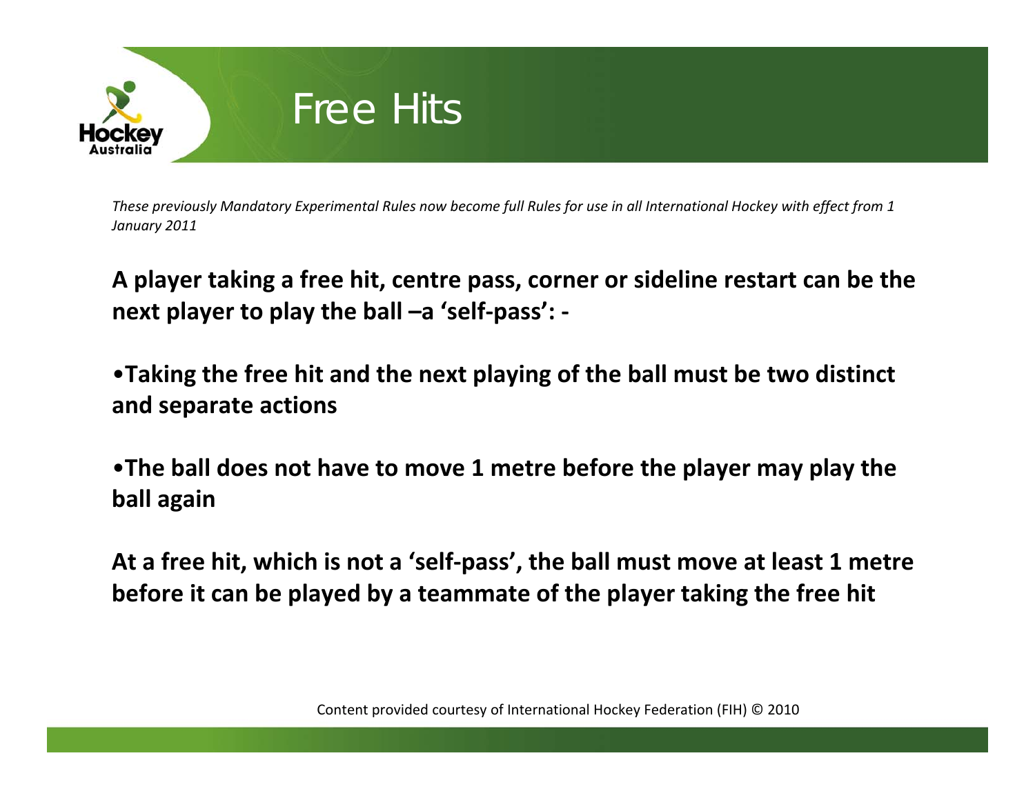# Free Hits

*These previously Mandatory Experimental Rules now become full Rules for use in all International Hockey with effect from 1 January 2011*

**A player taking a free hit, centre pass, corner or sideline restart can be the next player to play the ball –a 'self-pass': -**

- **Taking the free hit and the next playing of the ball must be two distinct and separate actions**
- **The ball does not have to move 1 metre before the player may play the ball again**

**At a free hit, which is not a 'self-pass', the ball must move at least 1 metre before it can be played by a teammate of the player taking the free hit**

Content provided courtesy of International Hockey Federation (FIH) © 2010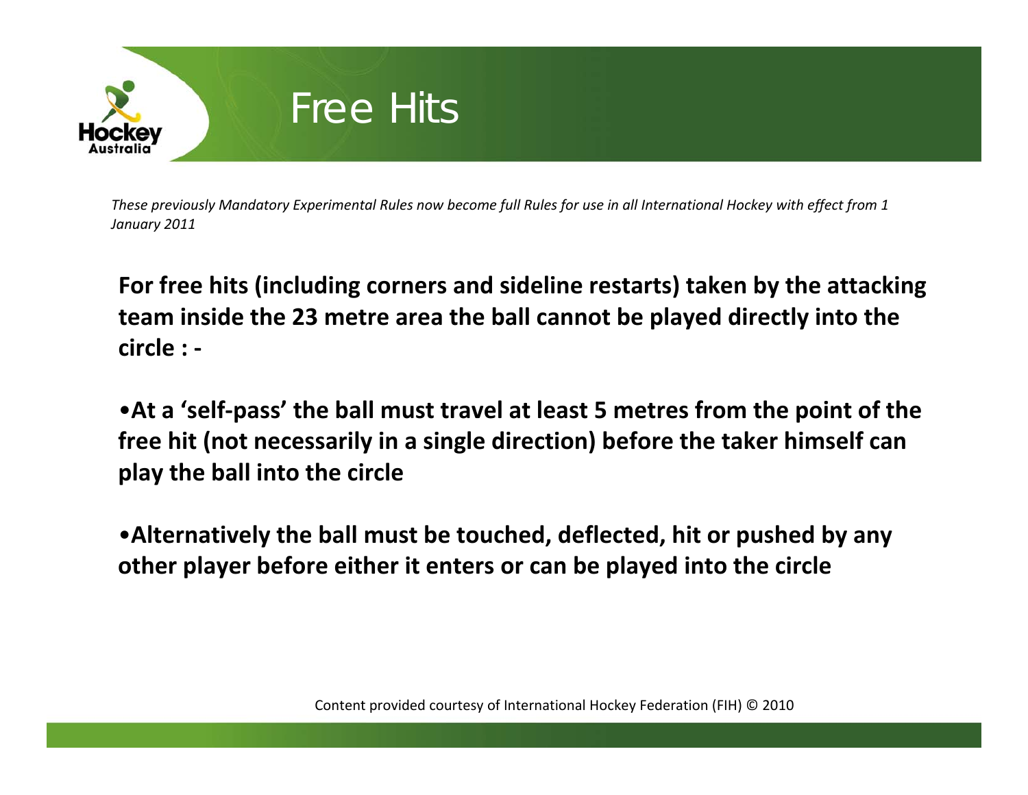# Free Hits

*These previously Mandatory Experimental Rules now become full Rules for use in all International Hockey with effect from 1 January 2011*

**For free hits (including corners and sideline restarts) taken by the attacking team inside the 23 metre area the ball cannot be played directly into the circle : -**

- **At a 'self-pass' the ball must travel at least 5 metres from the point of the free hit (not necessarily in a single direction) before the taker himself can play the ball into the circle**

- **Alternatively the ball must be touched, deflected, hit or pushed by any other player before either it enters or can be played into the circle**

Content provided courtesy of International Hockey Federation (FIH) © 2010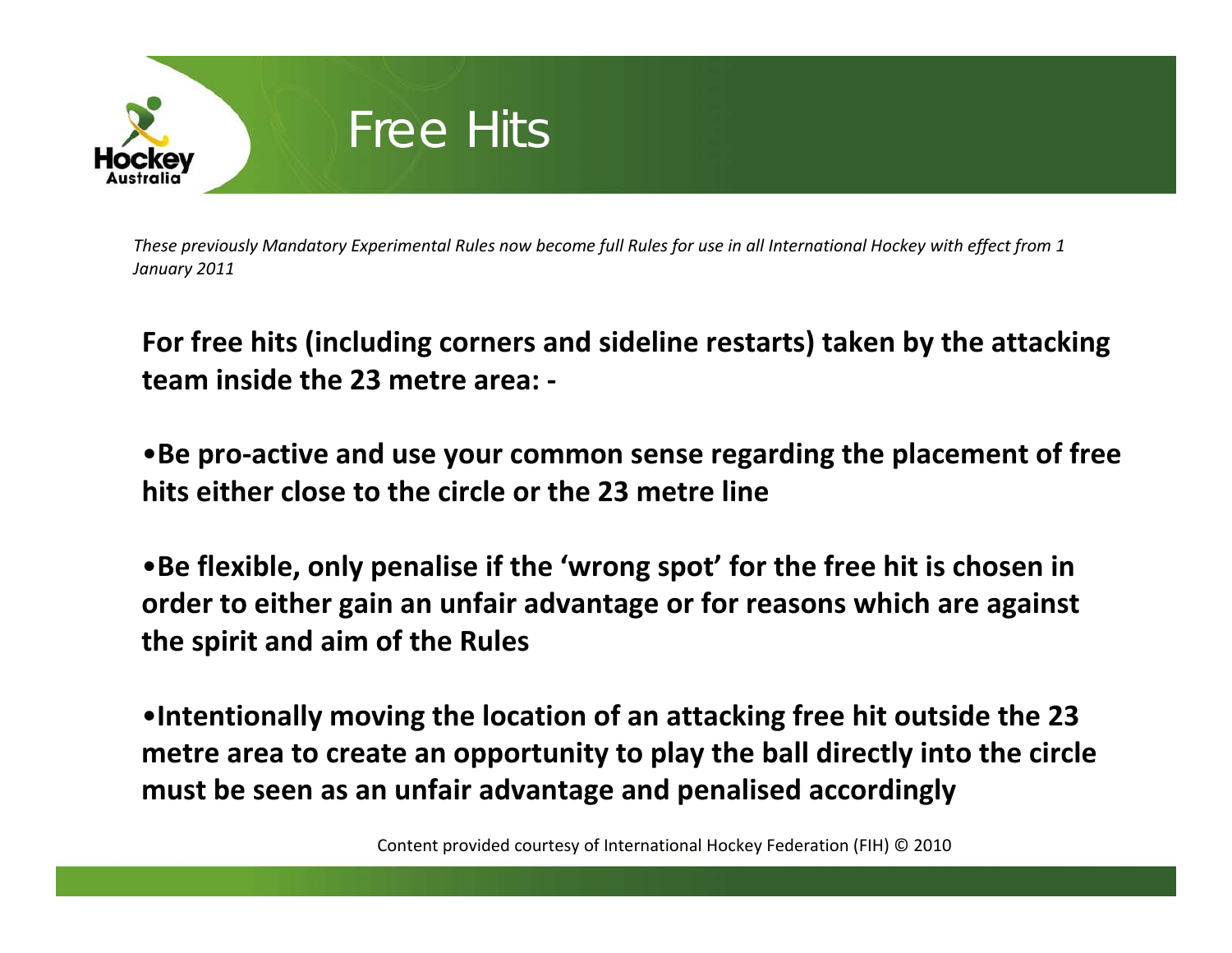# Free Hits

*These previously Mandatory Experimental Rules now become full Rules for use in all International Hockey with effect from 1 January 2011*

**For free hits (including corners and sideline restarts) taken by the attacking team inside the 23 metre area: -**

- **Be pro-active and use your common sense regarding the placement of free hits either close to the circle or the 23 metre line**
- **Be flexible, only penalise if the 'wrong spot' for the free hit is chosen in order to either gain an unfair advantage or for reasons which are against the spirit and aim of the Rules**
- **Intentionally moving the location of an attacking free hit outside the 23 metre area to create an opportunity to play the ball directly into the circle must be seen as an unfair advantage and penalised accordingly**

Content provided courtesy of International Hockey Federation (FIH) © 2010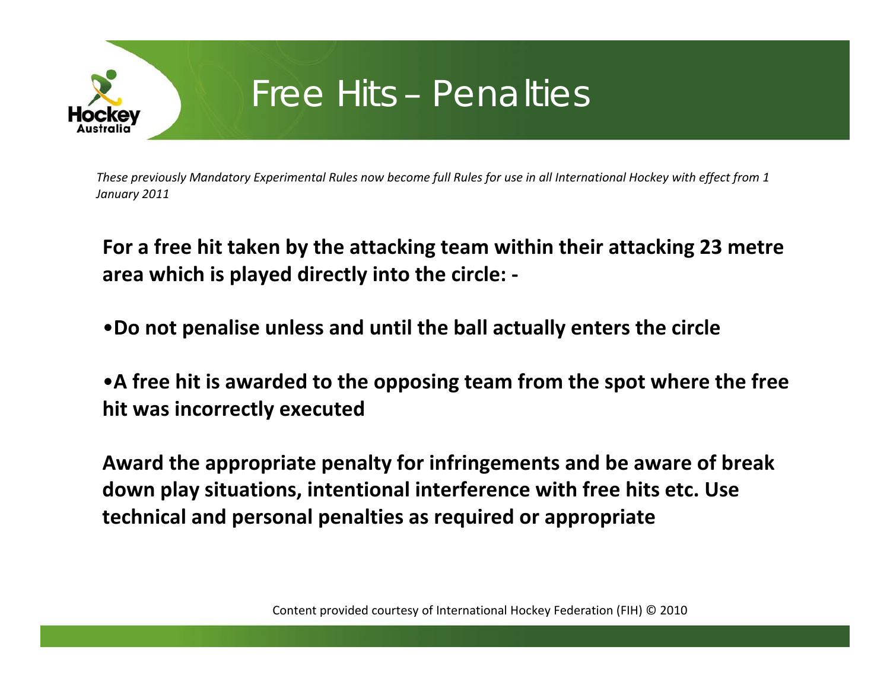# Free Hits – Penalties

*These previously Mandatory Experimental Rules now become full Rules for use in all International Hockey with effect from 1 January 2011*

**For a free hit taken by the attacking team within their attacking 23 metre area which is played directly into the circle: -**

- **Do not penalise unless and until the ball actually enters the circle**
- **A free hit is awarded to the opposing team from the spot where the free hit was incorrectly executed**

**Award the appropriate penalty for infringements and be aware of break down play situations, intentional interference with free hits etc. Use technical and personal penalties as required or appropriate**

Content provided courtesy of International Hockey Federation (FIH) © 2010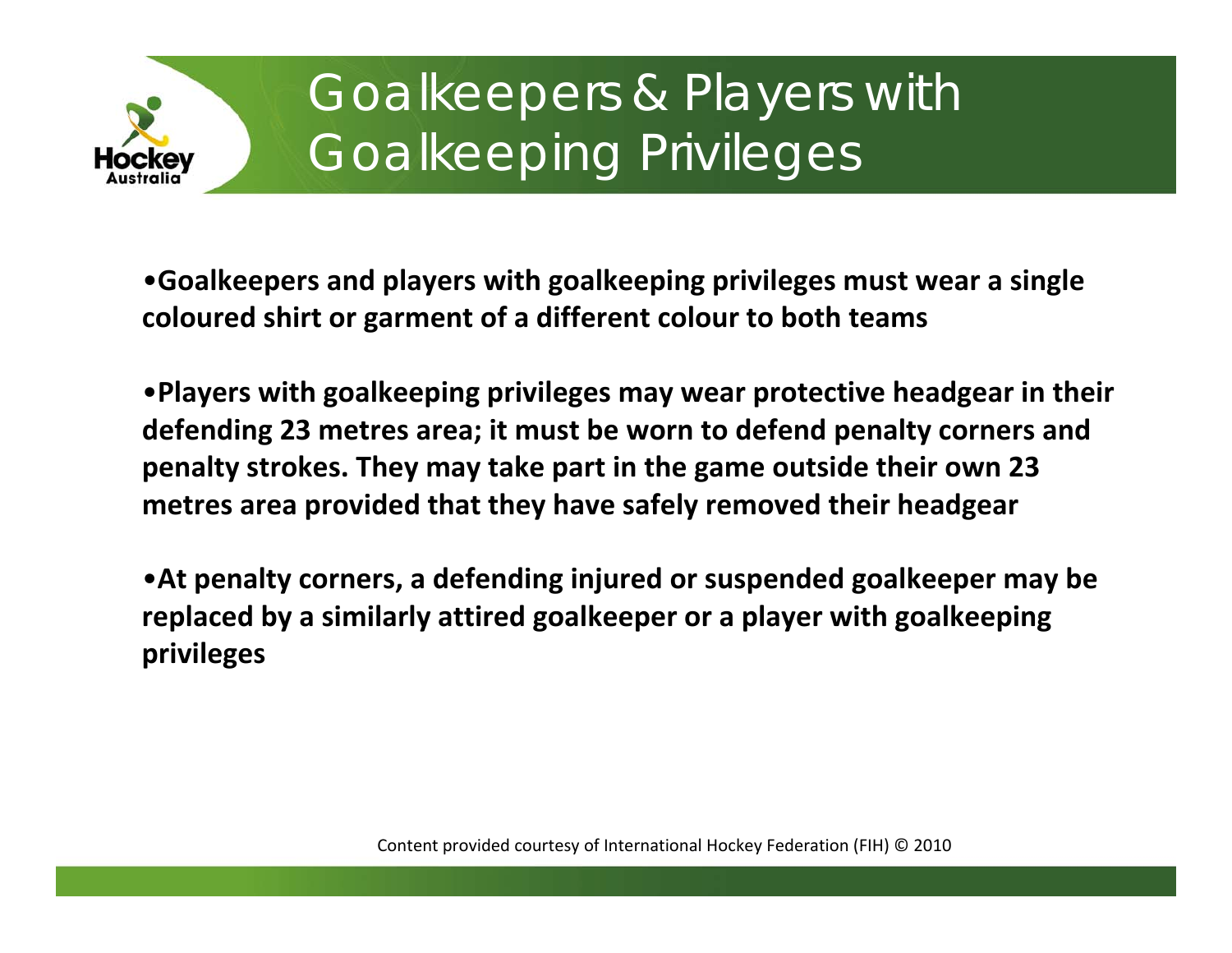# Goalkeepers & Players with Goalkeeping Privileges

- **Goalkeepers and players with goalkeeping privileges must wear a single coloured shirt or garment of a different colour to both teams**

- **Players with goalkeeping privileges may wear protective headgear in their defending 23 metres area; it must be worn to defend penalty corners and penalty strokes. They may take part in the game outside their own 23 metres area provided that they have safely removed their headgear**

- **At penalty corners, a defending injured or suspended goalkeeper may be replaced by a similarly attired goalkeeper or a player with goalkeeping privileges**

Content provided courtesy of International Hockey Federation (FIH) © 2010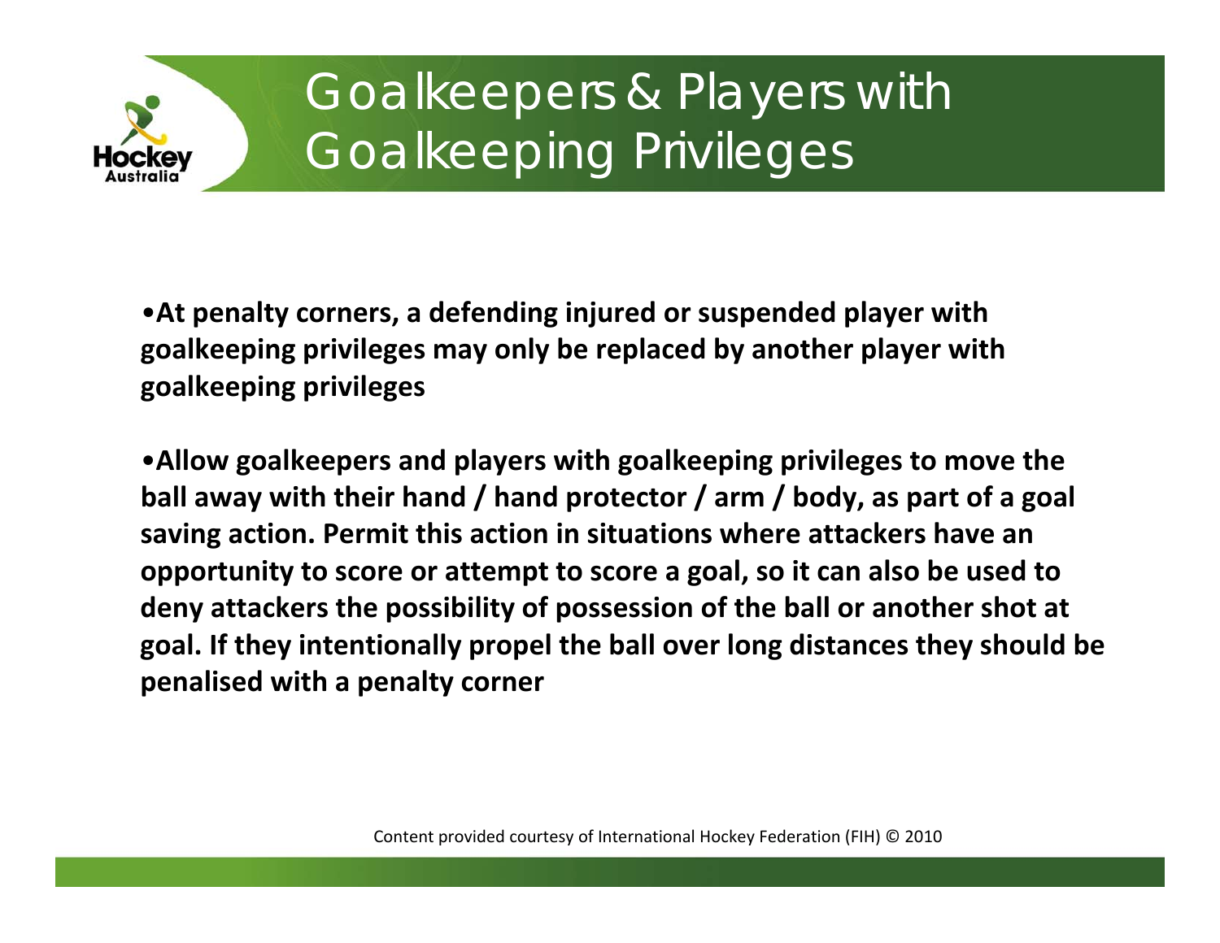# Goalkeepers & Players with Goalkeeping Privileges

- **At penalty corners, a defending injured or suspended player with goalkeeping privileges may only be replaced by another player with goalkeeping privileges**

- **Allow goalkeepers and players with goalkeeping privileges to move the ball away with their hand / hand protector / arm / body, as part of a goal saving action. Permit this action in situations where attackers have an opportunity to score or attempt to score a goal, so it can also be used to deny attackers the possibility of possession of the ball or another shot at goal. If they intentionally propel the ball over long distances they should be penalised with a penalty corner**

Content provided courtesy of International Hockey Federation (FIH) © 2010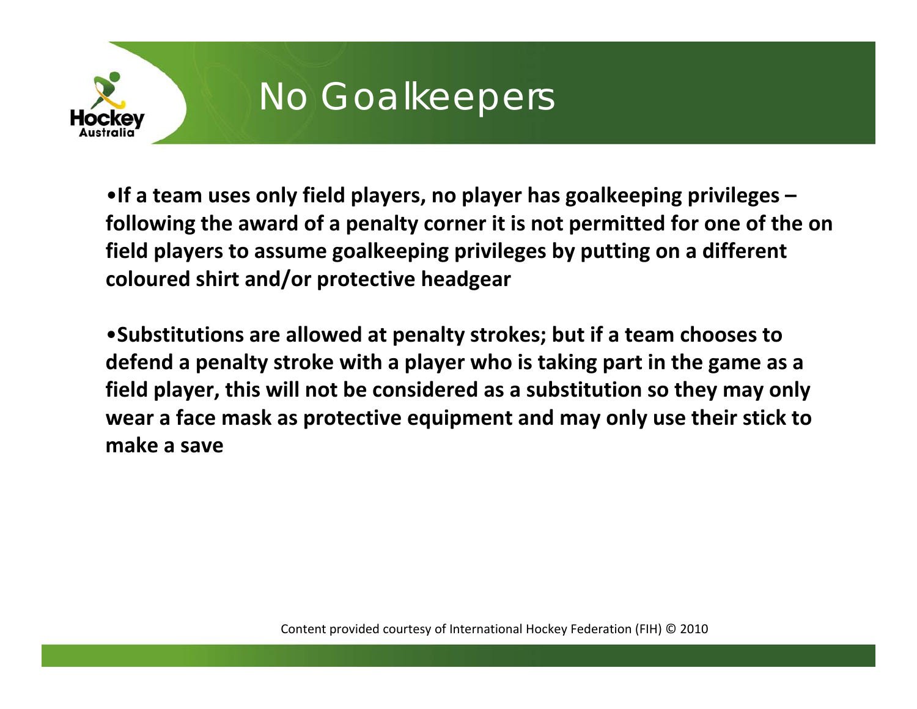# No Goalkeepers

- **If a team uses only field players, no player has goalkeeping privileges – following the award of a penalty corner it is not permitted for one of the on field players to assume goalkeeping privileges by putting on a different coloured shirt and/or protective headgear**

- **Substitutions are allowed at penalty strokes; but if a team chooses to defend a penalty stroke with a player who is taking part in the game as a field player, this will not be considered as a substitution so they may only wear a face mask as protective equipment and may only use their stick to make a save**

Content provided courtesy of International Hockey Federation (FIH) © 2010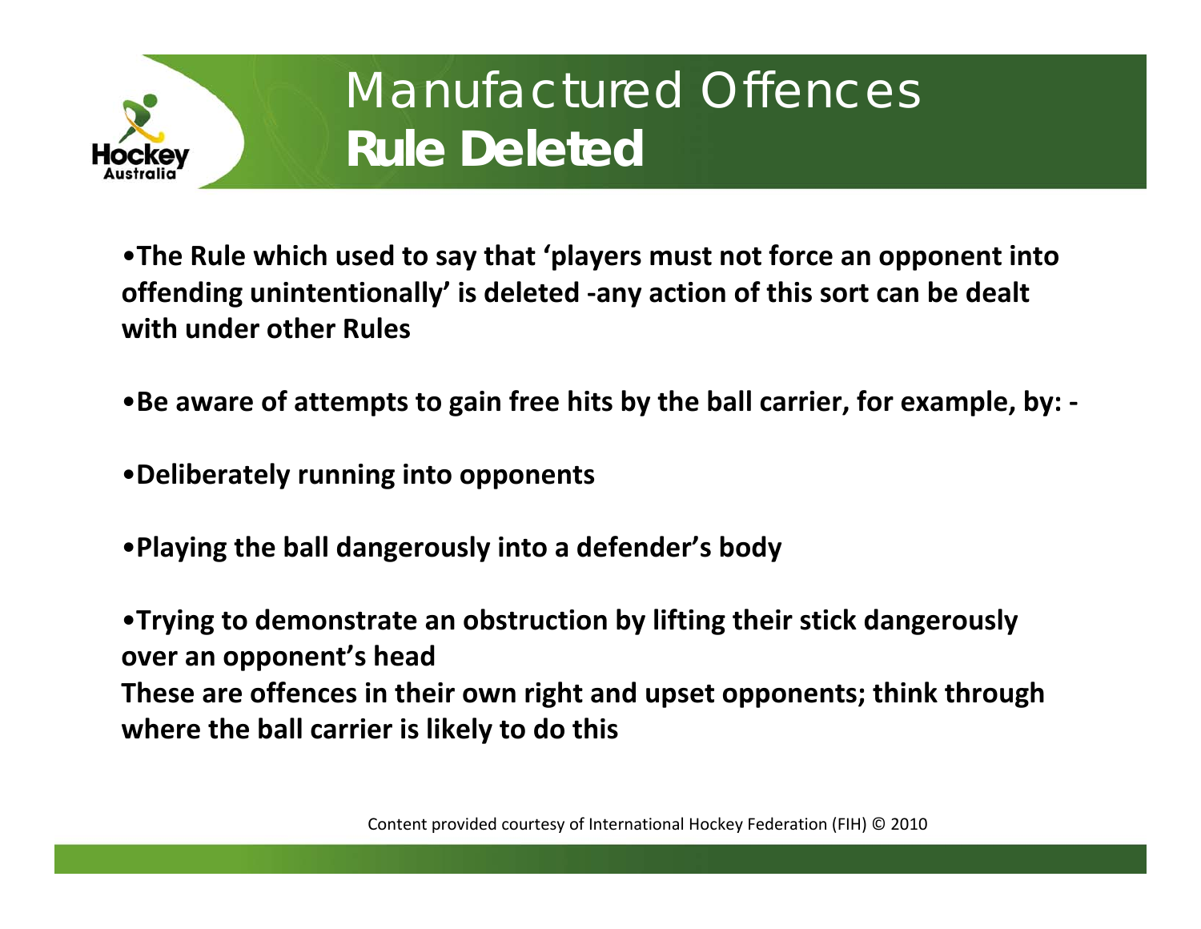# Manufactured Offences
## Rule Deleted

- **The Rule which used to say that 'players must not force an opponent into offending unintentionally' is deleted -any action of this sort can be dealt with under other Rules**

- **Be aware of attempts to gain free hits by the ball carrier, for example, by: -**

- **Deliberately running into opponents**

- **Playing the ball dangerously into a defender's body**

- **Trying to demonstrate an obstruction by lifting their stick dangerously over an opponent's head**

**These are offences in their own right and upset opponents; think through where the ball carrier is likely to do this**

Content provided courtesy of International Hockey Federation (FIH) © 2010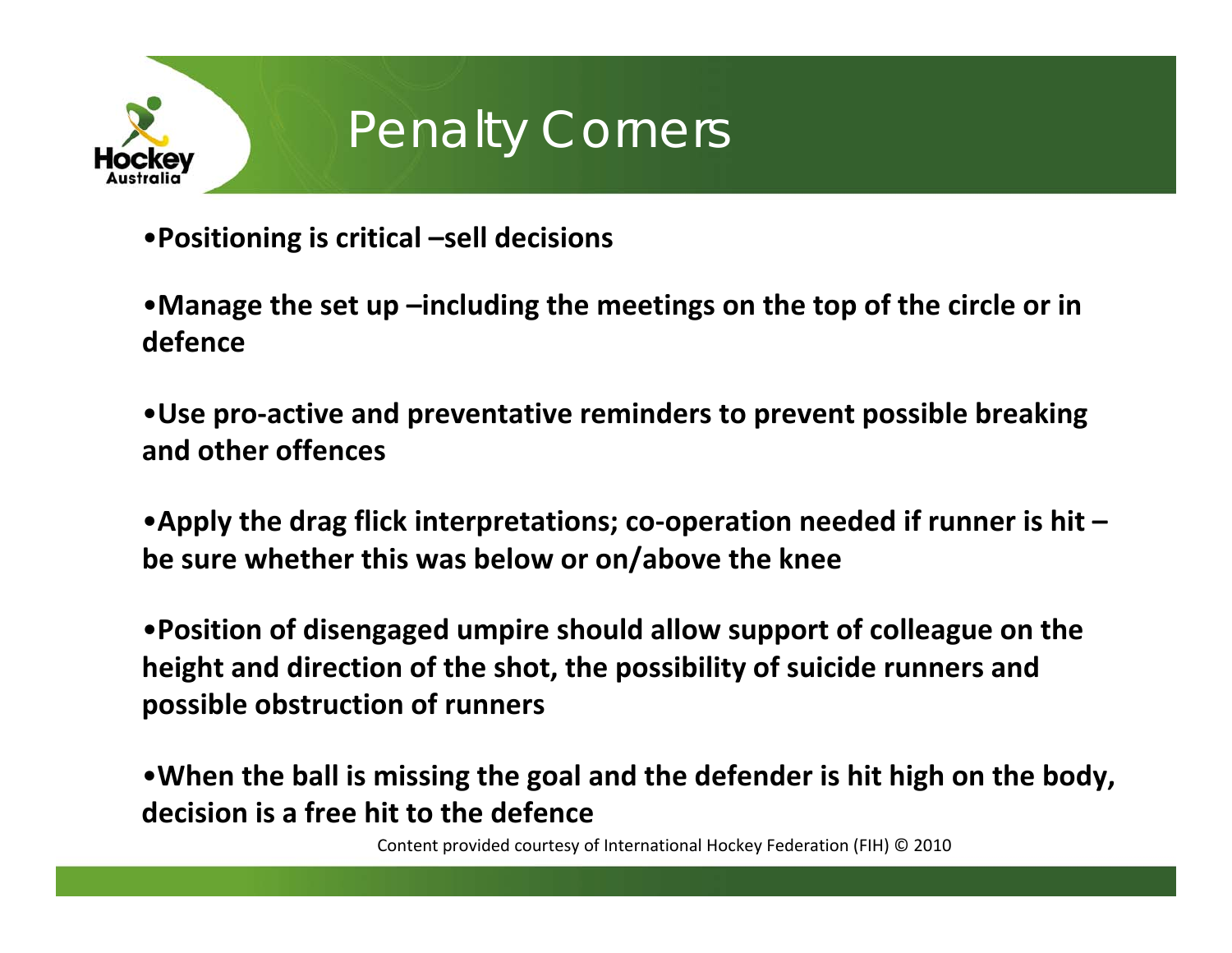# Penalty Corners

- **Positioning is critical –sell decisions**

- **Manage the set up –including the meetings on the top of the circle or in defence**

- **Use pro-active and preventative reminders to prevent possible breaking and other offences**

- **Apply the drag flick interpretations; co-operation needed if runner is hit – be sure whether this was below or on/above the knee**

- **Position of disengaged umpire should allow support of colleague on the height and direction of the shot, the possibility of suicide runners and possible obstruction of runners**

- **When the ball is missing the goal and the defender is hit high on the body, decision is a free hit to the defence**

Content provided courtesy of International Hockey Federation (FIH) © 2010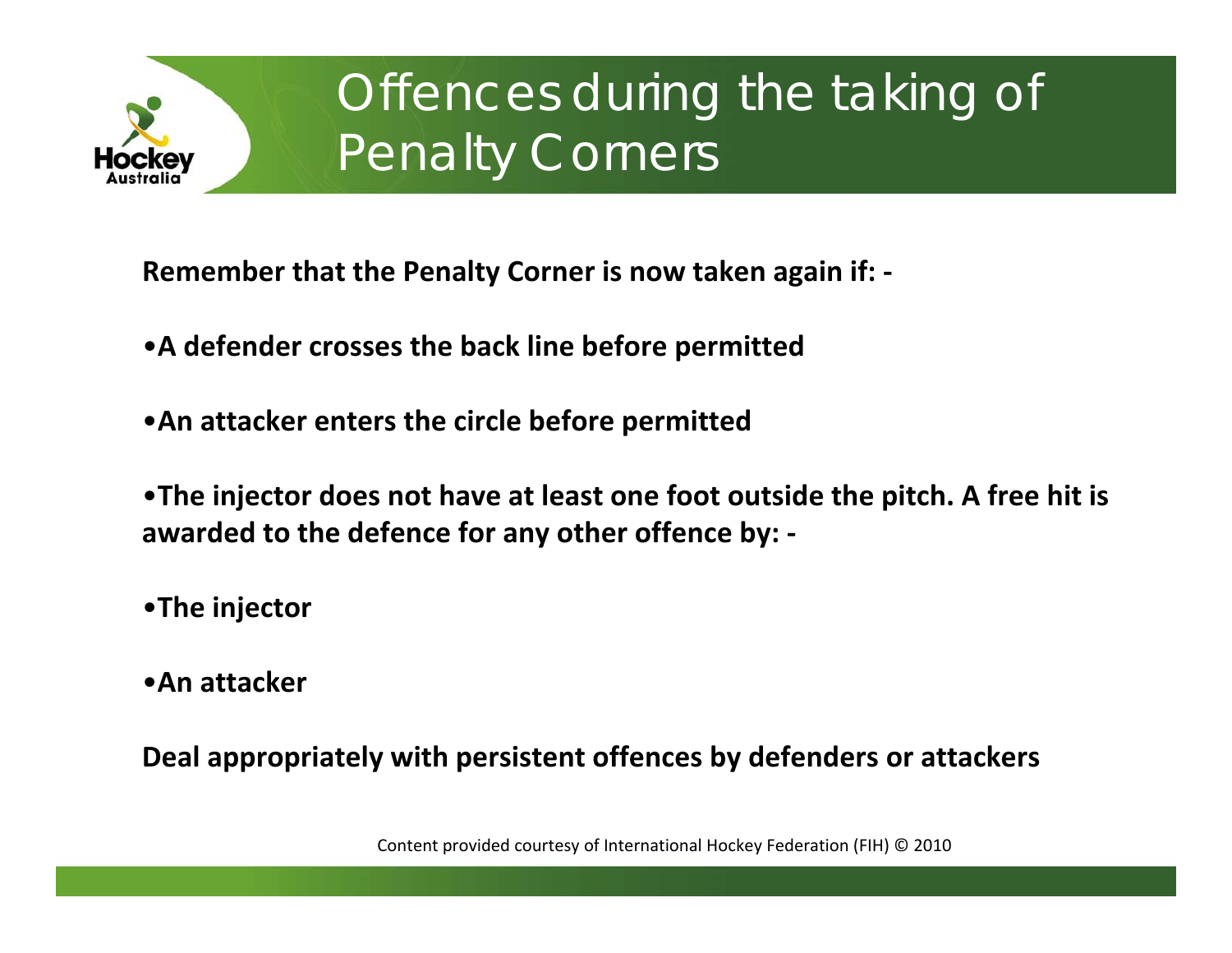# Offences during the taking of Penalty Corners

**Remember that the Penalty Corner is now taken again if: -**

- **A defender crosses the back line before permitted**
- **An attacker enters the circle before permitted**
- **The injector does not have at least one foot outside the pitch. A free hit is awarded to the defence for any other offence by: -**
- **The injector**
- **An attacker**

**Deal appropriately with persistent offences by defenders or attackers**

Content provided courtesy of International Hockey Federation (FIH) © 2010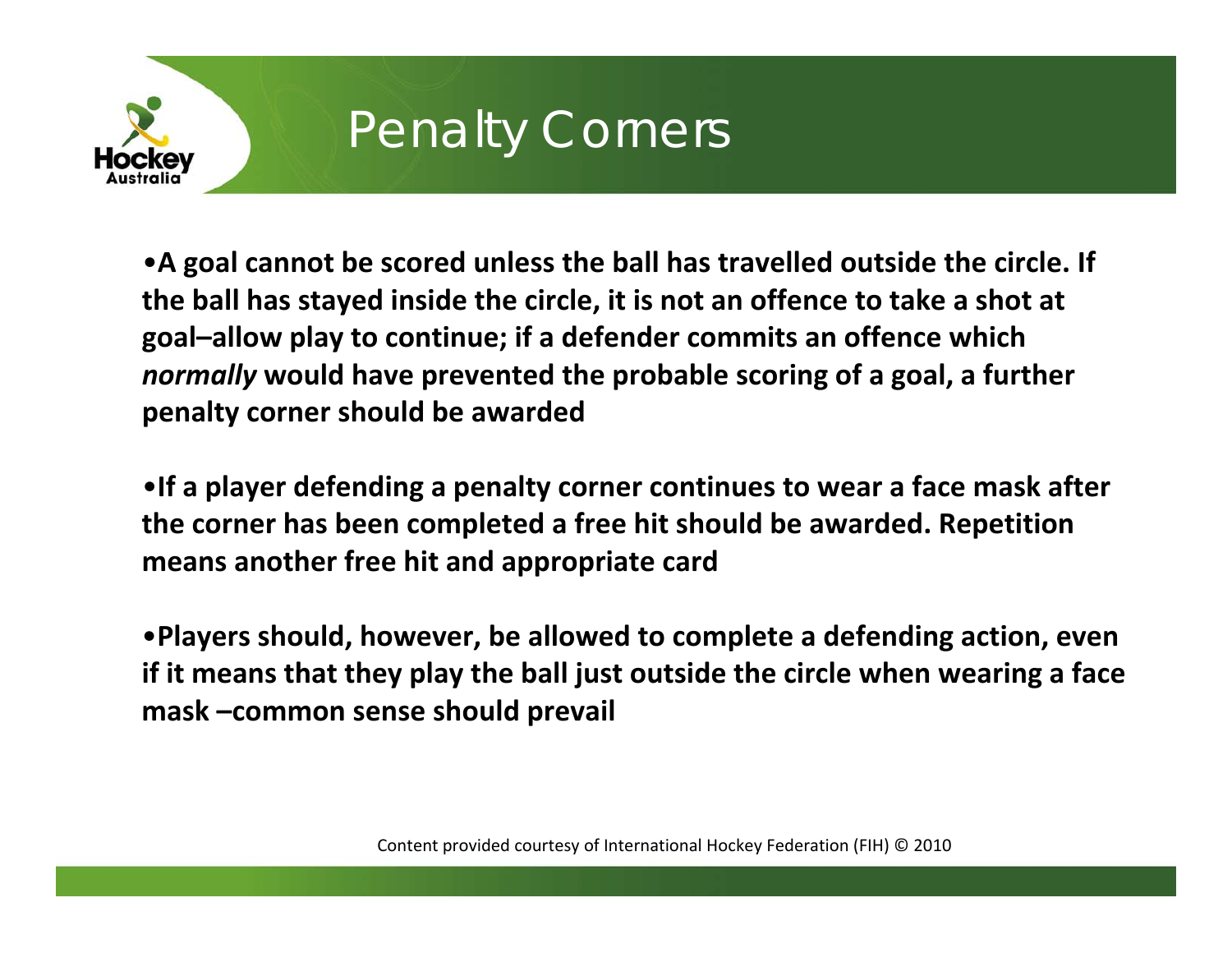# Penalty Corners

- **A goal cannot be scored unless the ball has travelled outside the circle. If the ball has stayed inside the circle, it is not an offence to take a shot at goal–allow play to continue; if a defender commits an offence which *normally* would have prevented the probable scoring of a goal, a further penalty corner should be awarded**

- **If a player defending a penalty corner continues to wear a face mask after the corner has been completed a free hit should be awarded. Repetition means another free hit and appropriate card**

- **Players should, however, be allowed to complete a defending action, even if it means that they play the ball just outside the circle when wearing a face mask –common sense should prevail**

Content provided courtesy of International Hockey Federation (FIH) © 2010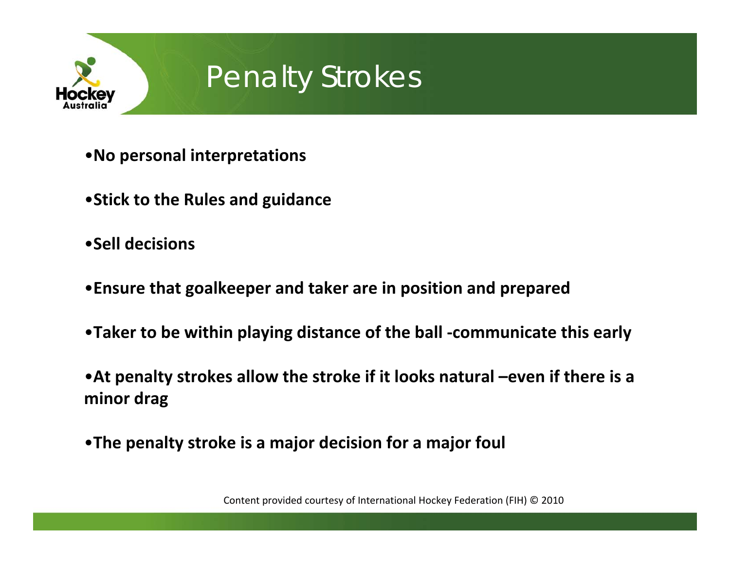# Penalty Strokes

- **No personal interpretations**
- **Stick to the Rules and guidance**
- **Sell decisions**
- **Ensure that goalkeeper and taker are in position and prepared**
- **Taker to be within playing distance of the ball -communicate this early**
- **At penalty strokes allow the stroke if it looks natural –even if there is a minor drag**
- **The penalty stroke is a major decision for a major foul**

Content provided courtesy of International Hockey Federation (FIH) © 2010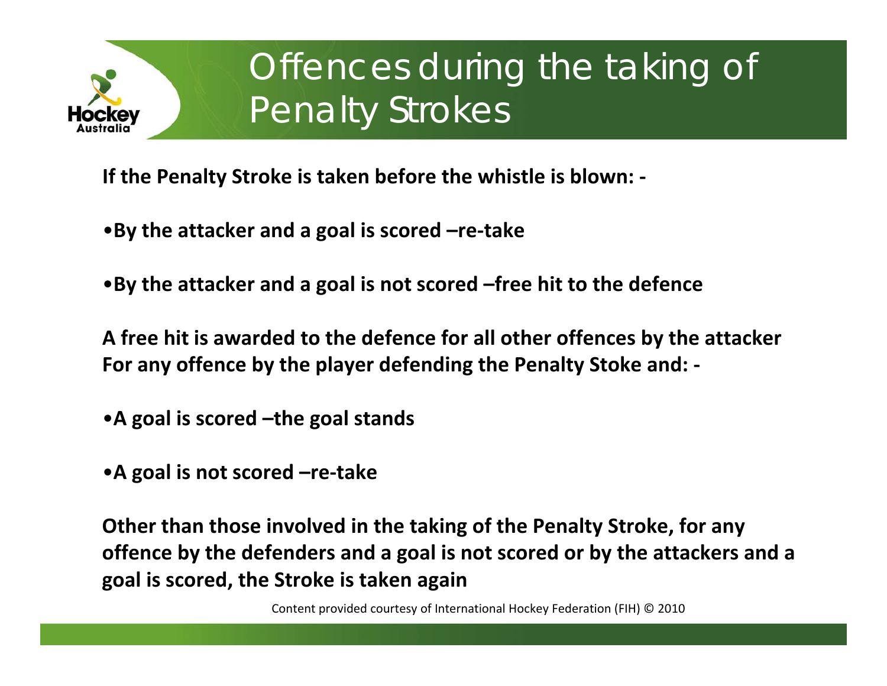# Offences during the taking of Penalty Strokes

**If the Penalty Stroke is taken before the whistle is blown: -**

- **By the attacker and a goal is scored –re-take**
- **By the attacker and a goal is not scored –free hit to the defence**

**A free hit is awarded to the defence for all other offences by the attacker**
**For any offence by the player defending the Penalty Stoke and: -**

- **A goal is scored –the goal stands**
- **A goal is not scored –re-take**

**Other than those involved in the taking of the Penalty Stroke, for any offence by the defenders and a goal is not scored or by the attackers and a goal is scored, the Stroke is taken again**

Content provided courtesy of International Hockey Federation (FIH) © 2010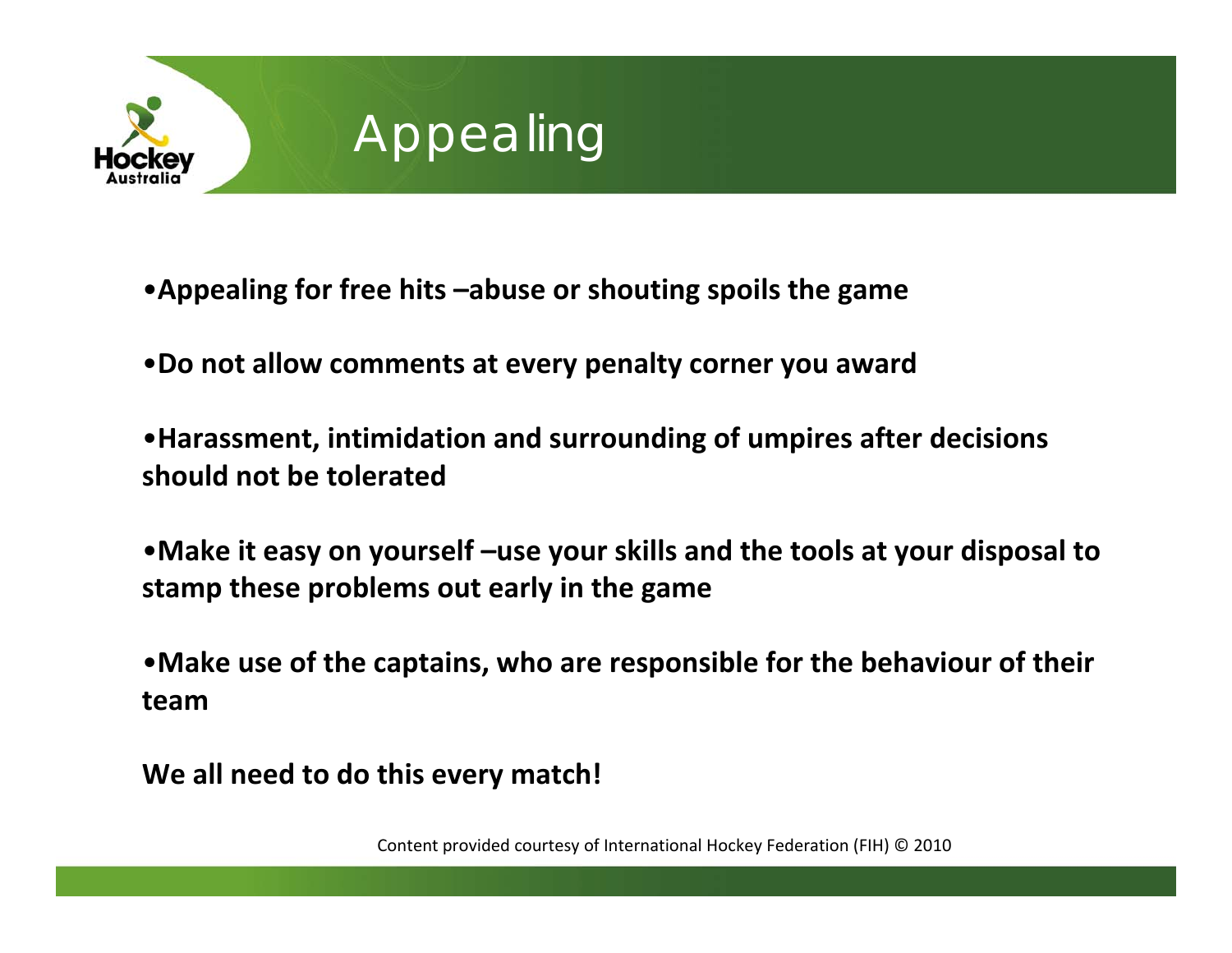# Appealing

- **Appealing for free hits –abuse or shouting spoils the game**
- **Do not allow comments at every penalty corner you award**
- **Harassment, intimidation and surrounding of umpires after decisions should not be tolerated**
- **Make it easy on yourself –use your skills and the tools at your disposal to stamp these problems out early in the game**
- **Make use of the captains, who are responsible for the behaviour of their team**

**We all need to do this every match!**

Content provided courtesy of International Hockey Federation (FIH) © 2010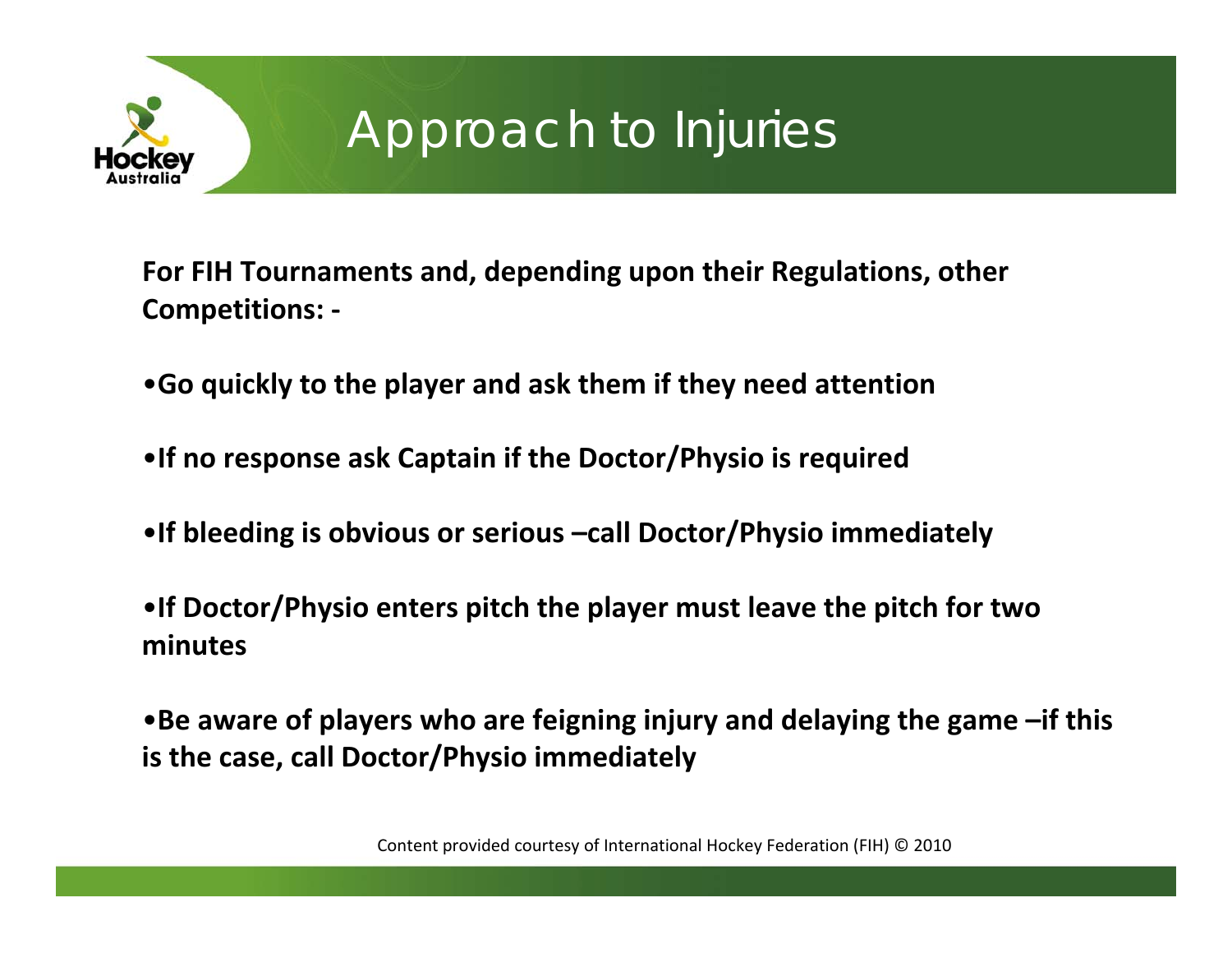# Approach to Injuries

**For FIH Tournaments and, depending upon their Regulations, other Competitions: -**

- **Go quickly to the player and ask them if they need attention**
- **If no response ask Captain if the Doctor/Physio is required**
- **If bleeding is obvious or serious –call Doctor/Physio immediately**
- **If Doctor/Physio enters pitch the player must leave the pitch for two minutes**
- **Be aware of players who are feigning injury and delaying the game –if this is the case, call Doctor/Physio immediately**

Content provided courtesy of International Hockey Federation (FIH) © 2010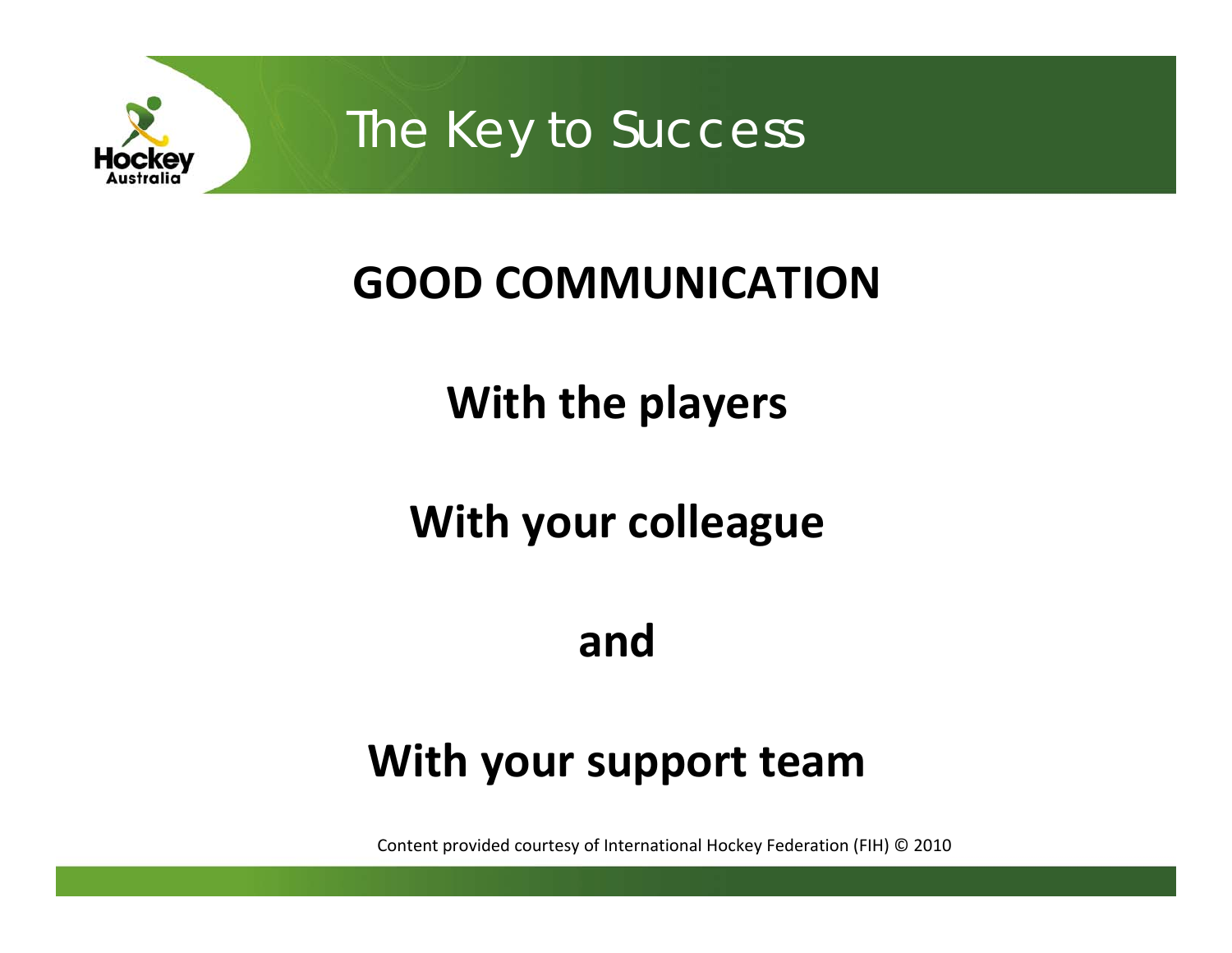# The Key to Success

**GOOD COMMUNICATION**

**With the players**

**With your colleague**

**and**

**With your support team**

Content provided courtesy of International Hockey Federation (FIH) © 2010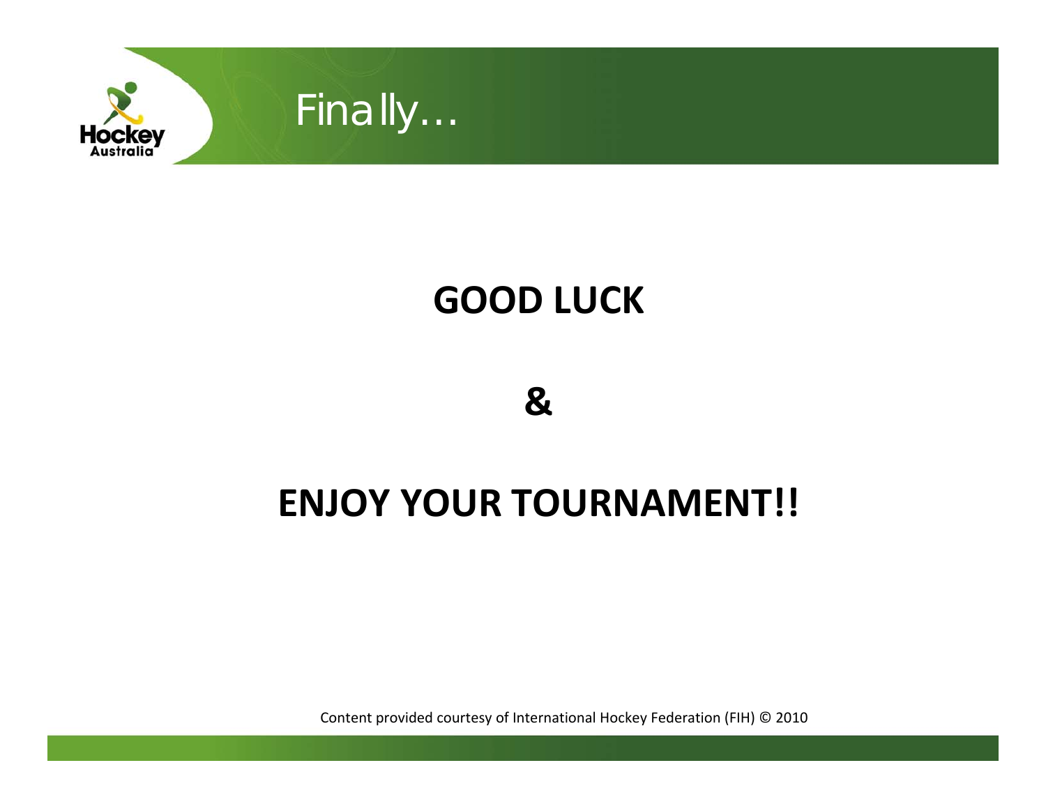# Finally…

**GOOD LUCK**

**&**

**ENJOY YOUR TOURNAMENT!!**

Content provided courtesy of International Hockey Federation (FIH) © 2010